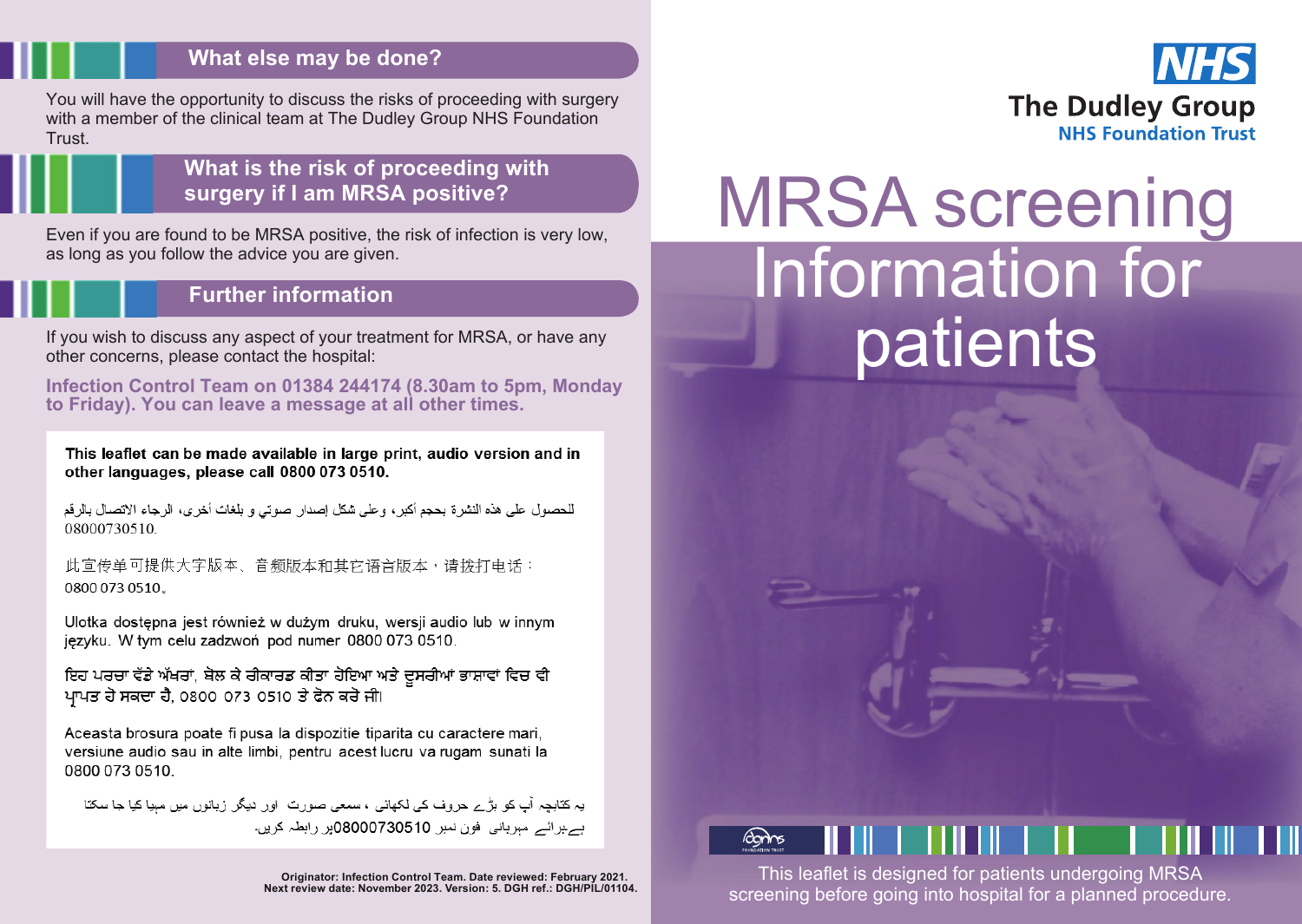## What else may be done?

You will have the opportunity to discuss the risks of proceeding with surgery with a member of the clinical team at The Dudley Group NHS Foundation Trust.

## What is the risk of proceeding with surgery if I am MRSA positive?

Even if you are found to be MRSA positive, the risk of infection is very low, as long as you follow the advice you are given.

## Further information

If you wish to discuss any aspect of your treatment for MRSA, or have any other concerns, please contact the hospital:

**Infection Control Team on 01384 244174 (8.30am to 5pm, Monday to Friday). You can leave a message at all other times.**

**This leaflet can be made available in large print, audio version and in other languages, please call 0800 073 0510.**

للحصول على هذه النشرة بحجم أكبر، وعلى شكل إصدار صوتي و بلغات أخرى، الرجاء الاتصال بالرقم 08000730510.

此宣传单可提供大字版本、音频版本和其它语言版本，请拨打电话：0800 073 0510。

Ulotka dostępna jest również w dużym druku, wersji audio lub w innym języku. W tym celu zadzwoń pod numer 0800 073 0510.

ਇਹ ਪਰਚਾ ਵੱਡੇ ਅੱਖਰਾਂ, ਬੋਲ ਕੇ ਰੀਕਾਰਡ ਕੀਤਾ ਹੋਇਆ ਅਤੇ ਦੂਸਰੀਆਂ ਭਾਸ਼ਾਵਾਂ ਵਿਚ ਵੀ ਪ੍ਰਾਪਤ ਹੋ ਸਕਦਾ ਹੈ, 0800 073 0510 ਤੇ ਫੋਨ ਕਰੋ ਜੀ।

Aceasta brosura poate fi pusa la dispozitie tiparita cu caractere mari, versiune audio sau in alte limbi, pentru acest lucru va rugam sunati la 0800 073 0510.

یہ کتابچہ آپ کو بڑے حروف کی لکھائی ، سمعی صورت اور دیگر زبانوں میں مہیا کیا جا سکتا ہے،برائے مہربانی فون نمبر 08000730510پر رابطہ کریں۔

Originator: Infection Control Team. Date reviewed: February 2021.
Next review date: November 2023. Version: 5. DGH ref.: DGH/PIL/01104.

NHS
The Dudley Group
NHS Foundation Trust

# MRSA screening Information for patients

This leaflet is designed for patients undergoing MRSA screening before going into hospital for a planned procedure.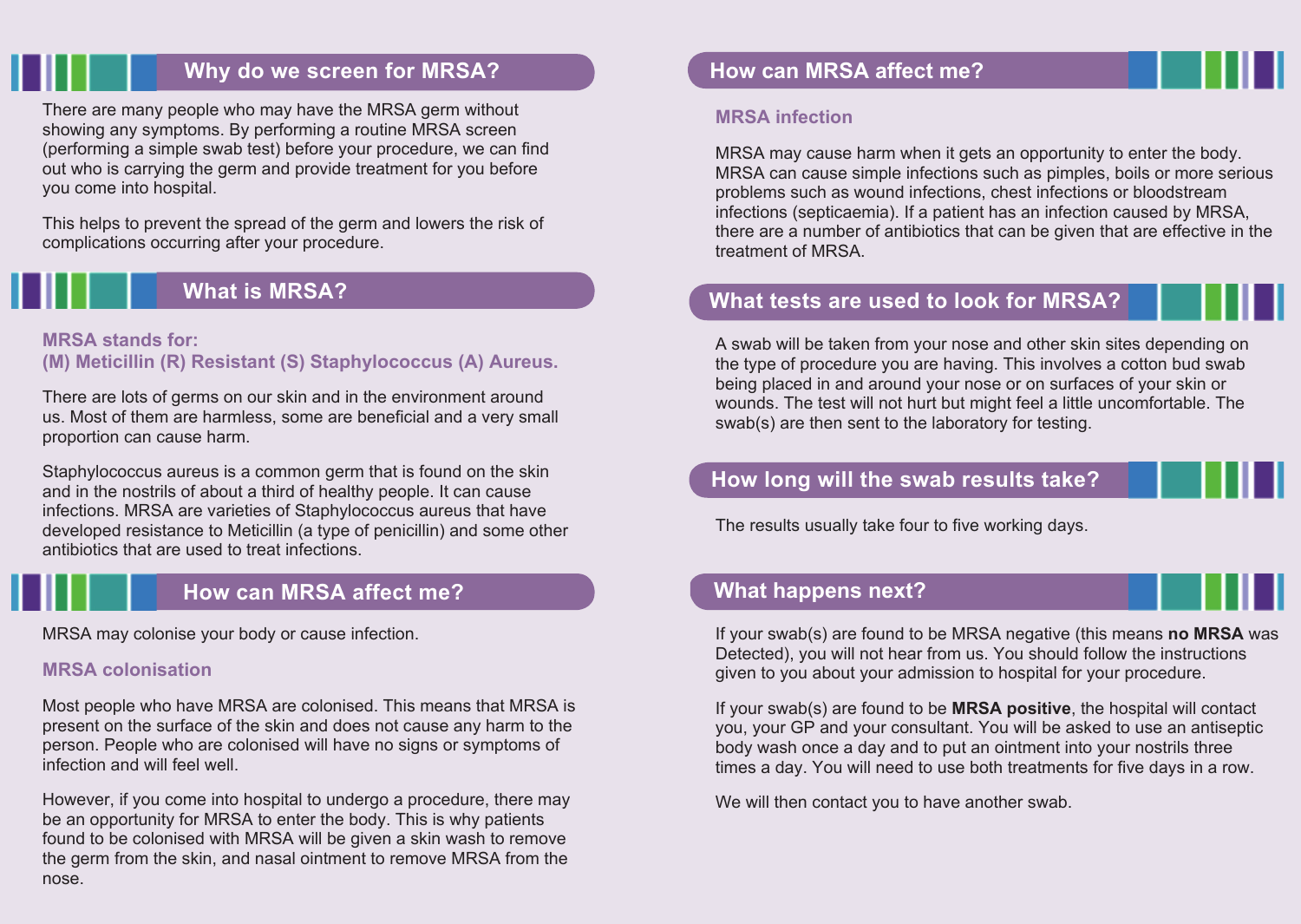## Why do we screen for MRSA?

There are many people who may have the MRSA germ without showing any symptoms. By performing a routine MRSA screen (performing a simple swab test) before your procedure, we can find out who is carrying the germ and provide treatment for you before you come into hospital.

This helps to prevent the spread of the germ and lowers the risk of complications occurring after your procedure.

## What is MRSA?

### MRSA stands for:
### (M) Meticillin (R) Resistant (S) Staphylococcus (A) Aureus.

There are lots of germs on our skin and in the environment around us. Most of them are harmless, some are beneficial and a very small proportion can cause harm.

Staphylococcus aureus is a common germ that is found on the skin and in the nostrils of about a third of healthy people. It can cause infections. MRSA are varieties of Staphylococcus aureus that have developed resistance to Meticillin (a type of penicillin) and some other antibiotics that are used to treat infections.

## How can MRSA affect me?

MRSA may colonise your body or cause infection.

### MRSA colonisation

Most people who have MRSA are colonised. This means that MRSA is present on the surface of the skin and does not cause any harm to the person. People who are colonised will have no signs or symptoms of infection and will feel well.

However, if you come into hospital to undergo a procedure, there may be an opportunity for MRSA to enter the body. This is why patients found to be colonised with MRSA will be given a skin wash to remove the germ from the skin, and nasal ointment to remove MRSA from the nose.

## How can MRSA affect me?

### MRSA infection

MRSA may cause harm when it gets an opportunity to enter the body. MRSA can cause simple infections such as pimples, boils or more serious problems such as wound infections, chest infections or bloodstream infections (septicaemia). If a patient has an infection caused by MRSA, there are a number of antibiotics that can be given that are effective in the treatment of MRSA.

## What tests are used to look for MRSA?

A swab will be taken from your nose and other skin sites depending on the type of procedure you are having. This involves a cotton bud swab being placed in and around your nose or on surfaces of your skin or wounds. The test will not hurt but might feel a little uncomfortable. The swab(s) are then sent to the laboratory for testing.

## How long will the swab results take?

The results usually take four to five working days.

## What happens next?

If your swab(s) are found to be MRSA negative (this means **no MRSA** was Detected), you will not hear from us. You should follow the instructions given to you about your admission to hospital for your procedure.

If your swab(s) are found to be **MRSA positive**, the hospital will contact you, your GP and your consultant. You will be asked to use an antiseptic body wash once a day and to put an ointment into your nostrils three times a day. You will need to use both treatments for five days in a row.

We will then contact you to have another swab.